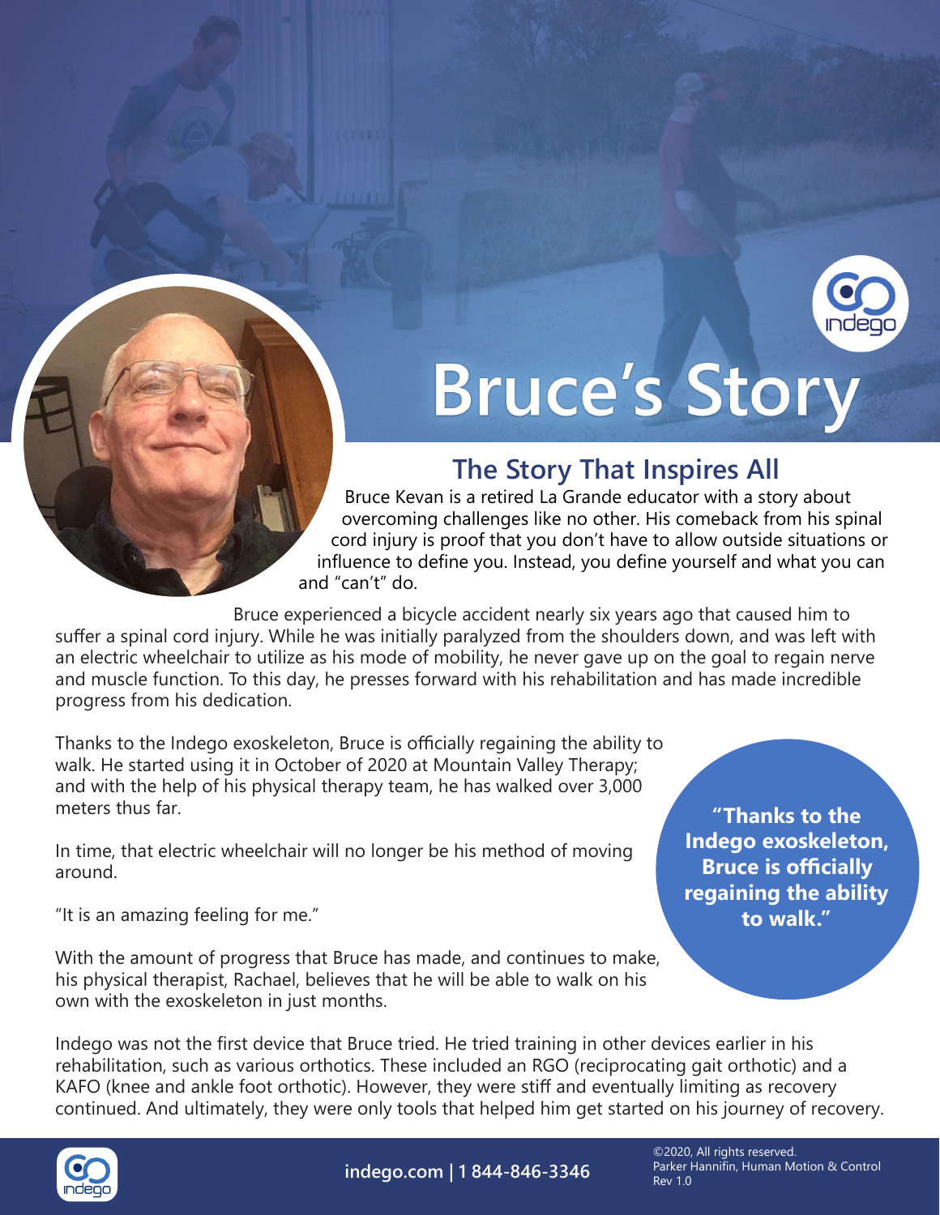# Bruce's Story

## The Story That Inspires All

Bruce Kevan is a retired La Grande educator with a story about overcoming challenges like no other. His comeback from his spinal cord injury is proof that you don't have to allow outside situations or influence to define you. Instead, you define yourself and what you can and "can't" do.

Bruce experienced a bicycle accident nearly six years ago that caused him to suffer a spinal cord injury. While he was initially paralyzed from the shoulders down, and was left with an electric wheelchair to utilize as his mode of mobility, he never gave up on the goal to regain nerve and muscle function. To this day, he presses forward with his rehabilitation and has made incredible progress from his dedication.

Thanks to the Indego exoskeleton, Bruce is officially regaining the ability to walk. He started using it in October of 2020 at Mountain Valley Therapy; and with the help of his physical therapy team, he has walked over 3,000 meters thus far.

**"Thanks to the Indego exoskeleton, Bruce is officially regaining the ability to walk."**

In time, that electric wheelchair will no longer be his method of moving around.

"It is an amazing feeling for me."

With the amount of progress that Bruce has made, and continues to make, his physical therapist, Rachael, believes that he will be able to walk on his own with the exoskeleton in just months.

Indego was not the first device that Bruce tried. He tried training in other devices earlier in his rehabilitation, such as various orthotics. These included an RGO (reciprocating gait orthotic) and a KAFO (knee and ankle foot orthotic). However, they were stiff and eventually limiting as recovery continued. And ultimately, they were only tools that helped him get started on his journey of recovery.

indego.com | 1 844-846-3346

©2020, All rights reserved.
Parker Hannifin, Human Motion & Control
Rev 1.0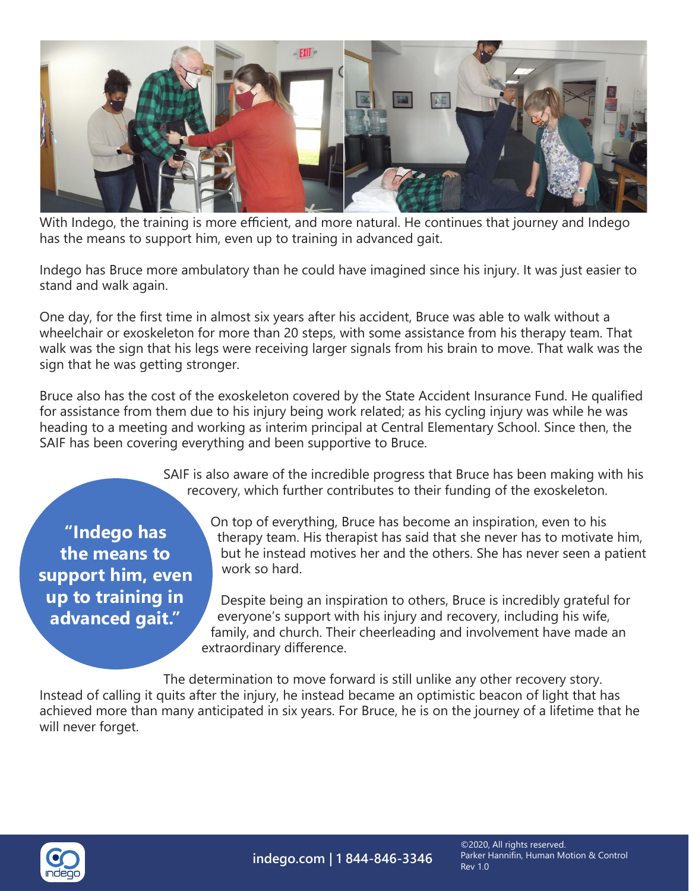With Indego, the training is more efficient, and more natural. He continues that journey and Indego has the means to support him, even up to training in advanced gait.

Indego has Bruce more ambulatory than he could have imagined since his injury. It was just easier to stand and walk again.

One day, for the first time in almost six years after his accident, Bruce was able to walk without a wheelchair or exoskeleton for more than 20 steps, with some assistance from his therapy team. That walk was the sign that his legs were receiving larger signals from his brain to move. That walk was the sign that he was getting stronger.

Bruce also has the cost of the exoskeleton covered by the State Accident Insurance Fund. He qualified for assistance from them due to his injury being work related; as his cycling injury was while he was heading to a meeting and working as interim principal at Central Elementary School. Since then, the SAIF has been covering everything and been supportive to Bruce.

SAIF is also aware of the incredible progress that Bruce has been making with his recovery, which further contributes to their funding of the exoskeleton.

**"Indego has the means to support him, even up to training in advanced gait."**

On top of everything, Bruce has become an inspiration, even to his therapy team. His therapist has said that she never has to motivate him, but he instead motives her and the others. She has never seen a patient work so hard.

Despite being an inspiration to others, Bruce is incredibly grateful for everyone's support with his injury and recovery, including his wife, family, and church. Their cheerleading and involvement have made an extraordinary difference.

The determination to move forward is still unlike any other recovery story. Instead of calling it quits after the injury, he instead became an optimistic beacon of light that has achieved more than many anticipated in six years. For Bruce, he is on the journey of a lifetime that he will never forget.

indego.com | 1 844-846-3346

©2020, All rights reserved.
Parker Hannifin, Human Motion & Control
Rev 1.0